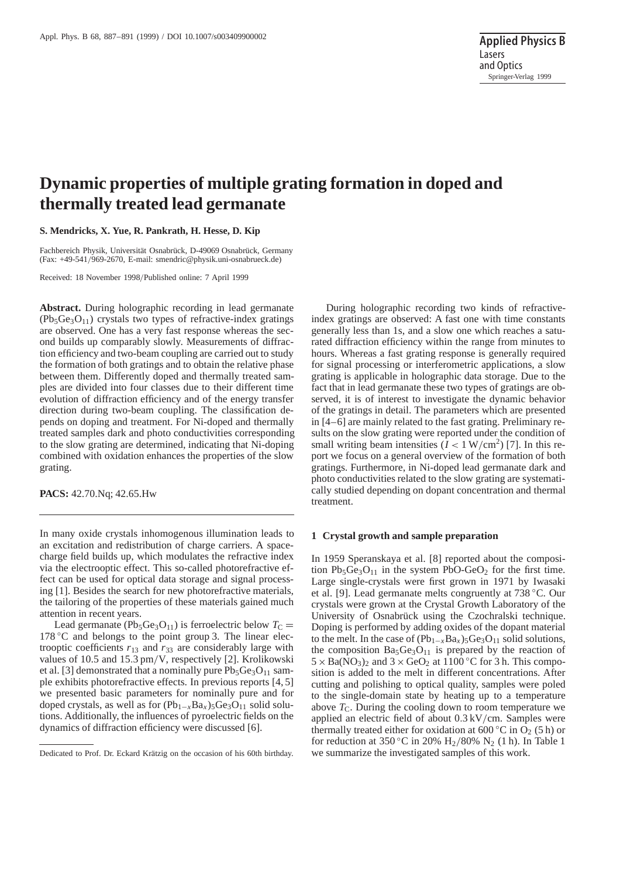# Dynamic properties of multiple grating formation in doped and thermally treated lead germanate

**S. Mendricks, X. Yue, R. Pankrath, H. Hesse, D. Kip**

Fachbereich Physik, Universität Osnabrück, D-49069 Osnabrück, Germany
(Fax: +49-541/969-2670, E-mail: smendric@physik.uni-osnabrueck.de)

Received: 18 November 1998/Published online: 7 April 1999

**Abstract.** During holographic recording in lead germanate ($Pb_5Ge_3O_{11}$) crystals two types of refractive-index gratings are observed. One has a very fast response whereas the second builds up comparably slowly. Measurements of diffraction efficiency and two-beam coupling are carried out to study the formation of both gratings and to obtain the relative phase between them. Differently doped and thermally treated samples are divided into four classes due to their different time evolution of diffraction efficiency and of the energy transfer direction during two-beam coupling. The classification depends on doping and treatment. For Ni-doped and thermally treated samples dark and photo conductivities corresponding to the slow grating are determined, indicating that Ni-doping combined with oxidation enhances the properties of the slow grating.

**PACS:** 42.70.Nq; 42.65.Hw

In many oxide crystals inhomogenous illumination leads to an excitation and redistribution of charge carriers. A space-charge field builds up, which modulates the refractive index via the electrooptic effect. This so-called photorefractive effect can be used for optical data storage and signal processing [1]. Besides the search for new photorefractive materials, the tailoring of the properties of these materials gained much attention in recent years.

Lead germanate ($Pb_5Ge_3O_{11}$) is ferroelectric below $T_C = 178\,°C$ and belongs to the point group 3. The linear electrooptic coefficients $r_{13}$ and $r_{33}$ are considerably large with values of 10.5 and 15.3 pm/V, respectively [2]. Krolikowski et al. [3] demonstrated that a nominally pure $Pb_5Ge_3O_{11}$ sample exhibits photorefractive effects. In previous reports [4, 5] we presented basic parameters for nominally pure and for doped crystals, as well as for $(Pb_{1-x}Ba_x)_5Ge_3O_{11}$ solid solutions. Additionally, the influences of pyroelectric fields on the dynamics of diffraction efficiency were discussed [6].

Dedicated to Prof. Dr. Eckard Krätzig on the occasion of his 60th birthday.

During holographic recording two kinds of refractive-index gratings are observed: A fast one with time constants generally less than 1s, and a slow one which reaches a saturated diffraction efficiency within the range from minutes to hours. Whereas a fast grating response is generally required for signal processing or interferometric applications, a slow grating is applicable in holographic data storage. Due to the fact that in lead germanate these two types of gratings are observed, it is of interest to investigate the dynamic behavior of the gratings in detail. The parameters which are presented in [4–6] are mainly related to the fast grating. Preliminary results on the slow grating were reported under the condition of small writing beam intensities ($I < 1\,W/cm^2$) [7]. In this report we focus on a general overview of the formation of both gratings. Furthermore, in Ni-doped lead germanate dark and photo conductivities related to the slow grating are systematically studied depending on dopant concentration and thermal treatment.

## 1 Crystal growth and sample preparation

In 1959 Speranskaya et al. [8] reported about the composition $Pb_5Ge_3O_{11}$ in the system PbO-$GeO_2$ for the first time. Large single-crystals were first grown in 1971 by Iwasaki et al. [9]. Lead germanate melts congruently at 738 °C. Our crystals were grown at the Crystal Growth Laboratory of the University of Osnabrück using the Czochralski technique. Doping is performed by adding oxides of the dopant material to the melt. In the case of $(Pb_{1-x}Ba_x)_5Ge_3O_{11}$ solid solutions, the composition $Ba_5Ge_3O_{11}$ is prepared by the reaction of $5 \times Ba(NO_3)_2$ and $3 \times GeO_2$ at 1100 °C for 3 h. This composition is added to the melt in different concentrations. After cutting and polishing to optical quality, samples were poled to the single-domain state by heating up to a temperature above $T_C$. During the cooling down to room temperature we applied an electric field of about 0.3 kV/cm. Samples were thermally treated either for oxidation at 600 °C in $O_2$ (5 h) or for reduction at 350 °C in 20% $H_2$/80% $N_2$ (1 h). In Table 1 we summarize the investigated samples of this work.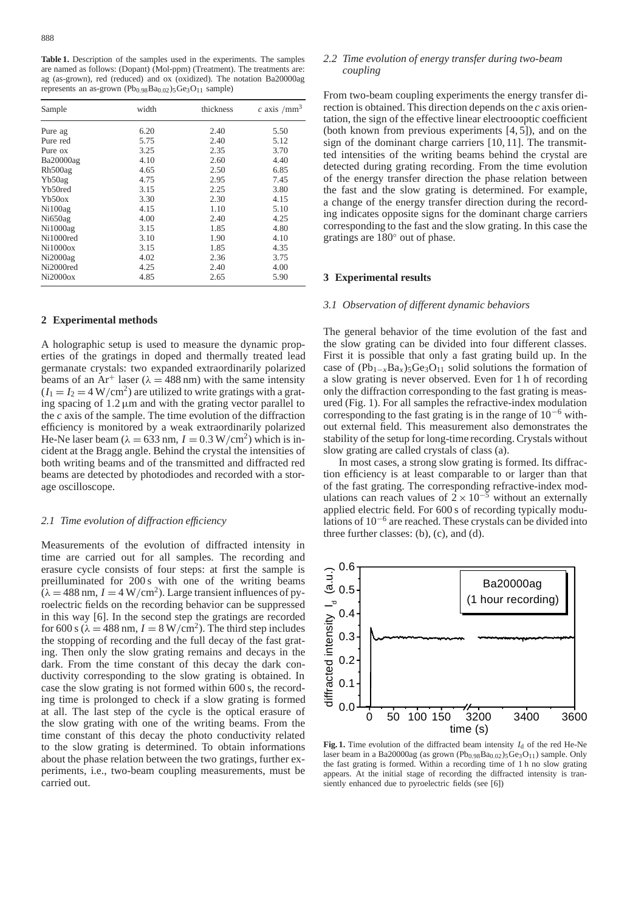**Table 1.** Description of the samples used in the experiments. The samples are named as follows: (Dopant) (Mol-ppm) (Treatment). The treatments are: ag (as-grown), red (reduced) and ox (oxidized). The notation Ba20000ag represents an as-grown $(Pb_{0.98}Ba_{0.02})_5Ge_3O_{11}$ sample)

| Sample | width | thickness | $c$ axis /mm$^3$ |
|---|---|---|---|
| Pure ag | 6.20 | 2.40 | 5.50 |
| Pure red | 5.75 | 2.40 | 5.12 |
| Pure ox | 3.25 | 2.35 | 3.70 |
| Ba20000ag | 4.10 | 2.60 | 4.40 |
| Rh500ag | 4.65 | 2.50 | 6.85 |
| Yb50ag | 4.75 | 2.95 | 7.45 |
| Yb50red | 3.15 | 2.25 | 3.80 |
| Yb50ox | 3.30 | 2.30 | 4.15 |
| Ni100ag | 4.15 | 1.10 | 5.10 |
| Ni650ag | 4.00 | 2.40 | 4.25 |
| Ni1000ag | 3.15 | 1.85 | 4.80 |
| Ni1000red | 3.10 | 1.90 | 4.10 |
| Ni1000ox | 3.15 | 1.85 | 4.35 |
| Ni2000ag | 4.02 | 2.36 | 3.75 |
| Ni2000red | 4.25 | 2.40 | 4.00 |
| Ni2000ox | 4.85 | 2.65 | 5.90 |

## 2 Experimental methods

A holographic setup is used to measure the dynamic properties of the gratings in doped and thermally treated lead germanate crystals: two expanded extraordinarily polarized beams of an $Ar^+$ laser ($\lambda = 488$ nm) with the same intensity ($I_1 = I_2 = 4\,W/cm^2$) are utilized to write gratings with a grating spacing of $1.2\,\mu m$ and with the grating vector parallel to the $c$ axis of the sample. The time evolution of the diffraction efficiency is monitored by a weak extraordinarily polarized He-Ne laser beam ($\lambda = 633$ nm, $I = 0.3\,W/cm^2$) which is incident at the Bragg angle. Behind the crystal the intensities of both writing beams and of the transmitted and diffracted red beams are detected by photodiodes and recorded with a storage oscilloscope.

### 2.1 Time evolution of diffraction efficiency

Measurements of the evolution of diffracted intensity in time are carried out for all samples. The recording and erasure cycle consists of four steps: at first the sample is preilluminated for 200 s with one of the writing beams ($\lambda = 488$ nm, $I = 4\,W/cm^2$). Large transient influences of pyroelectric fields on the recording behavior can be suppressed in this way [6]. In the second step the gratings are recorded for 600 s ($\lambda = 488$ nm, $I = 8\,W/cm^2$). The third step includes the stopping of recording and the full decay of the fast grating. Then only the slow grating remains and decays in the dark. From the time constant of this decay the dark conductivity corresponding to the slow grating is obtained. In case the slow grating is not formed within 600 s, the recording time is prolonged to check if a slow grating is formed at all. The last step of the cycle is the optical erasure of the slow grating with one of the writing beams. From the time constant of this decay the photo conductivity related to the slow grating is determined. To obtain informations about the phase relation between the two gratings, further experiments, i.e., two-beam coupling measurements, must be carried out.

### 2.2 Time evolution of energy transfer during two-beam coupling

From two-beam coupling experiments the energy transfer direction is obtained. This direction depends on the $c$ axis orientation, the sign of the effective linear electrooptic coefficient (both known from previous experiments [4, 5]), and on the sign of the dominant charge carriers [10, 11]. The transmitted intensities of the writing beams behind the crystal are detected during grating recording. From the time evolution of the energy transfer direction the phase relation between the fast and the slow grating is determined. For example, a change of the energy transfer direction during the recording indicates opposite signs for the dominant charge carriers corresponding to the fast and the slow grating. In this case the gratings are 180° out of phase.

## 3 Experimental results

### 3.1 Observation of different dynamic behaviors

The general behavior of the time evolution of the fast and the slow grating can be divided into four different classes. First it is possible that only a fast grating build up. In the case of $(Pb_{1-x}Ba_x)_5Ge_3O_{11}$ solid solutions the formation of a slow grating is never observed. Even for 1 h of recording only the diffraction corresponding to the fast grating is measured (Fig. 1). For all samples the refractive-index modulation corresponding to the fast grating is in the range of $10^{-6}$ without external field. This measurement also demonstrates the stability of the setup for long-time recording. Crystals without slow grating are called crystals of class (a).

In most cases, a strong slow grating is formed. Its diffraction efficiency is at least comparable to or larger than that of the fast grating. The corresponding refractive-index modulations can reach values of $2\times10^{-5}$ without an externally applied electric field. For 600 s of recording typically modulations of $10^{-6}$ are reached. These crystals can be divided into three further classes: (b), (c), and (d).

**Fig. 1.** Time evolution of the diffracted beam intensity $I_d$ of the red He-Ne laser beam in a Ba20000ag (as grown $(Pb_{0.98}Ba_{0.02})_5Ge_3O_{11}$) sample. Only the fast grating is formed. Within a recording time of 1 h no slow grating appears. At the initial stage of recording the diffracted intensity is transiently enhanced due to pyroelectric fields (see [6])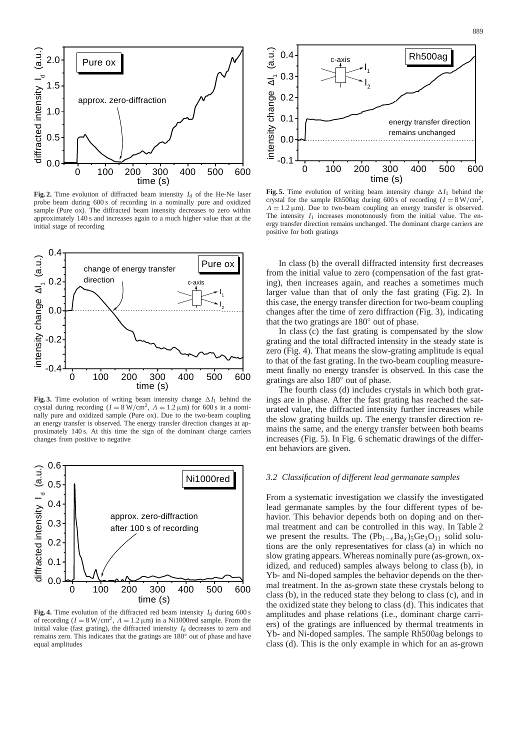**Fig. 2.** Time evolution of diffracted beam intensity $I_d$ of the He-Ne laser probe beam during 600 s of recording in a nominally pure and oxidized sample (Pure ox). The diffracted beam intensity decreases to zero within approximately 140 s and increases again to a much higher value than at the initial stage of recording

**Fig. 3.** Time evolution of writing beam intensity change $\Delta I_1$ behind the crystal during recording ($I = 8\,\mathrm{W/cm^2}$, $\Lambda = 1.2\,\mu\mathrm{m}$) for 600 s in a nominally pure and oxidized sample (Pure ox). Due to the two-beam coupling an energy transfer is observed. The energy transfer direction changes at approximately 140 s. At this time the sign of the dominant charge carriers changes from positive to negative

**Fig. 4.** Time evolution of the diffracted red beam intensity $I_d$ during 600 s of recording ($I = 8\,\mathrm{W/cm^2}$, $\Lambda = 1.2\,\mu\mathrm{m}$) in a Ni1000red sample. From the initial value (fast grating), the diffracted intensity $I_d$ decreases to zero and remains zero. This indicates that the gratings are 180° out of phase and have equal amplitudes

**Fig. 5.** Time evolution of writing beam intensity change $\Delta I_1$ behind the crystal for the sample Rh500ag during 600 s of recording ($I = 8\,\mathrm{W/cm^2}$, $\Lambda = 1.2\,\mu\mathrm{m}$). Due to two-beam coupling an energy transfer is observed. The intensity $I_1$ increases monotonously from the initial value. The energy transfer direction remains unchanged. The dominant charge carriers are positive for both gratings

In class (b) the overall diffracted intensity first decreases from the initial value to zero (compensation of the fast grating), then increases again, and reaches a sometimes much larger value than that of only the fast grating (Fig. 2). In this case, the energy transfer direction for two-beam coupling changes after the time of zero diffraction (Fig. 3), indicating that the two gratings are 180° out of phase.

In class (c) the fast grating is compensated by the slow grating and the total diffracted intensity in the steady state is zero (Fig. 4). That means the slow-grating amplitude is equal to that of the fast grating. In the two-beam coupling measurement finally no energy transfer is observed. In this case the gratings are also 180° out of phase.

The fourth class (d) includes crystals in which both gratings are in phase. After the fast grating has reached the saturated value, the diffracted intensity further increases while the slow grating builds up. The energy transfer direction remains the same, and the energy transfer between both beams increases (Fig. 5). In Fig. 6 schematic drawings of the different behaviors are given.

### *3.2 Classification of different lead germanate samples*

From a systematic investigation we classify the investigated lead germanate samples by the four different types of behavior. This behavior depends both on doping and on thermal treatment and can be controlled in this way. In Table 2 we present the results. The $(Pb_{1-x}Ba_x)_5Ge_3O_{11}$ solid solutions are the only representatives for class (a) in which no slow grating appears. Whereas nominally pure (as-grown, oxidized, and reduced) samples always belong to class (b), in Yb- and Ni-doped samples the behavior depends on the thermal treatment. In the as-grown state these crystals belong to class (b), in the reduced state they belong to class (c), and in the oxidized state they belong to class (d). This indicates that amplitudes and phase relations (i.e., dominant charge carriers) of the gratings are influenced by thermal treatments in Yb- and Ni-doped samples. The sample Rh500ag belongs to class (d). This is the only example in which for an as-grown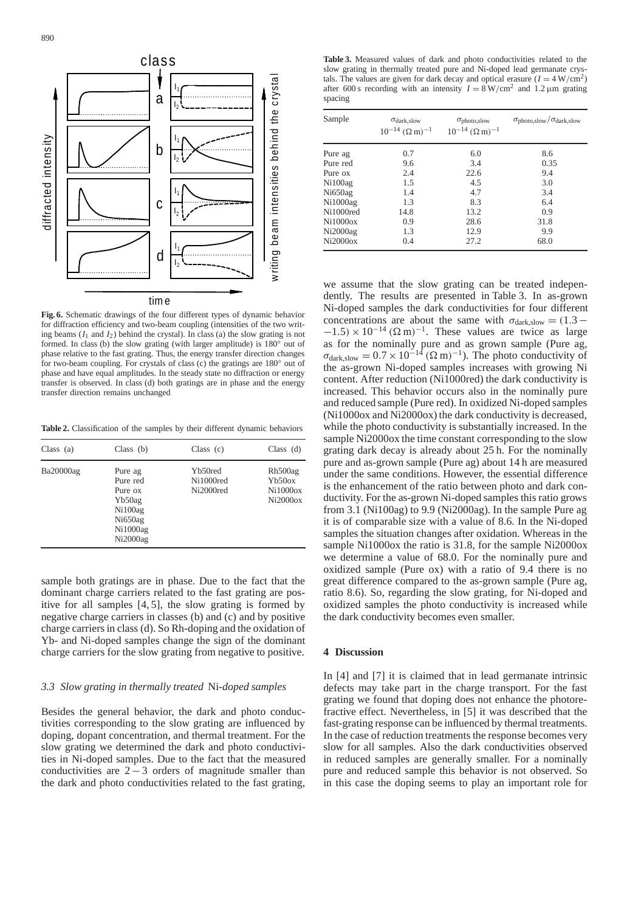**Fig. 6.** Schematic drawings of the four different types of dynamic behavior for diffraction efficiency and two-beam coupling (intensities of the two writing beams ($I_1$ and $I_2$) behind the crystal). In class (a) the slow grating is not formed. In class (b) the slow grating (with larger amplitude) is 180° out of phase relative to the fast grating. Thus, the energy transfer direction changes for two-beam coupling. For crystals of class (c) the gratings are 180° out of phase and have equal amplitudes. In the steady state no diffraction or energy transfer is observed. In class (d) both gratings are in phase and the energy transfer direction remains unchanged

**Table 2.** Classification of the samples by their different dynamic behaviors

| Class (a) | Class (b) | Class (c) | Class (d) |
|---|---|---|---|
| Ba20000ag | Pure ag<br>Pure red<br>Pure ox<br>Yb50ag<br>Ni100ag<br>Ni650ag<br>Ni1000ag<br>Ni2000ag | Yb50red<br>Ni1000red<br>Ni2000red | Rh500ag<br>Yb50ox<br>Ni1000ox<br>Ni2000ox |

sample both gratings are in phase. Due to the fact that the dominant charge carriers related to the fast grating are positive for all samples [4, 5], the slow grating is formed by negative charge carriers in classes (b) and (c) and by positive charge carriers in class (d). So Rh-doping and the oxidation of Yb- and Ni-doped samples change the sign of the dominant charge carriers for the slow grating from negative to positive.

### 3.3 *Slow grating in thermally treated* Ni*-doped samples*

Besides the general behavior, the dark and photo conductivities corresponding to the slow grating are influenced by doping, dopant concentration, and thermal treatment. For the slow grating we determined the dark and photo conductivities in Ni-doped samples. Due to the fact that the measured conductivities are $2-3$ orders of magnitude smaller than the dark and photo conductivities related to the fast grating,

**Table 3.** Measured values of dark and photo conductivities related to the slow grating in thermally treated pure and Ni-doped lead germanate crystals. The values are given for dark decay and optical erasure ($I = 4\,\mathrm{W/cm^2}$) after 600 s recording with an intensity $I = 8\,\mathrm{W/cm^2}$ and 1.2 µm grating spacing

| Sample | $\sigma_{\mathrm{dark,slow}}$ $10^{-14}\,(\Omega\,\mathrm{m})^{-1}$ | $\sigma_{\mathrm{photo,slow}}$ $10^{-14}\,(\Omega\,\mathrm{m})^{-1}$ | $\sigma_{\mathrm{photo,slow}}/\sigma_{\mathrm{dark,slow}}$ |
|---|---|---|---|
| Pure ag | 0.7 | 6.0 | 8.6 |
| Pure red | 9.6 | 3.4 | 0.35 |
| Pure ox | 2.4 | 22.6 | 9.4 |
| Ni100ag | 1.5 | 4.5 | 3.0 |
| Ni650ag | 1.4 | 4.7 | 3.4 |
| Ni1000ag | 1.3 | 8.3 | 6.4 |
| Ni1000red | 14.8 | 13.2 | 0.9 |
| Ni1000ox | 0.9 | 28.6 | 31.8 |
| Ni2000ag | 1.3 | 12.9 | 9.9 |
| Ni2000ox | 0.4 | 27.2 | 68.0 |

we assume that the slow grating can be treated independently. The results are presented in Table 3. In as-grown Ni-doped samples the dark conductivities for four different concentrations are about the same with $\sigma_{\mathrm{dark,slow}} = (1.3-1.5) \times 10^{-14}\,(\Omega\,\mathrm{m})^{-1}$. These values are twice as large as for the nominally pure and as grown sample (Pure ag, $\sigma_{\mathrm{dark,slow}} = 0.7 \times 10^{-14}\,(\Omega\,\mathrm{m})^{-1}$). The photo conductivity of the as-grown Ni-doped samples increases with growing Ni content. After reduction (Ni1000red) the dark conductivity is increased. This behavior occurs also in the nominally pure and reduced sample (Pure red). In oxidized Ni-doped samples (Ni1000ox and Ni2000ox) the dark conductivity is decreased, while the photo conductivity is substantially increased. In the sample Ni2000ox the time constant corresponding to the slow grating dark decay is already about 25 h. For the nominally pure and as-grown sample (Pure ag) about 14 h are measured under the same conditions. However, the essential difference is the enhancement of the ratio between photo and dark conductivity. For the as-grown Ni-doped samples this ratio grows from 3.1 (Ni100ag) to 9.9 (Ni2000ag). In the sample Pure ag it is of comparable size with a value of 8.6. In the Ni-doped samples the situation changes after oxidation. Whereas in the sample Ni1000ox the ratio is 31.8, for the sample Ni2000ox we determine a value of 68.0. For the nominally pure and oxidized sample (Pure ox) with a ratio of 9.4 there is no great difference compared to the as-grown sample (Pure ag, ratio 8.6). So, regarding the slow grating, for Ni-doped and oxidized samples the photo conductivity is increased while the dark conductivity becomes even smaller.

## 4 Discussion

In [4] and [7] it is claimed that in lead germanate intrinsic defects may take part in the charge transport. For the fast grating we found that doping does not enhance the photorefractive effect. Nevertheless, in [5] it was described that the fast-grating response can be influenced by thermal treatments. In the case of reduction treatments the response becomes very slow for all samples. Also the dark conductivities observed in reduced samples are generally smaller. For a nominally pure and reduced sample this behavior is not observed. So in this case the doping seems to play an important role for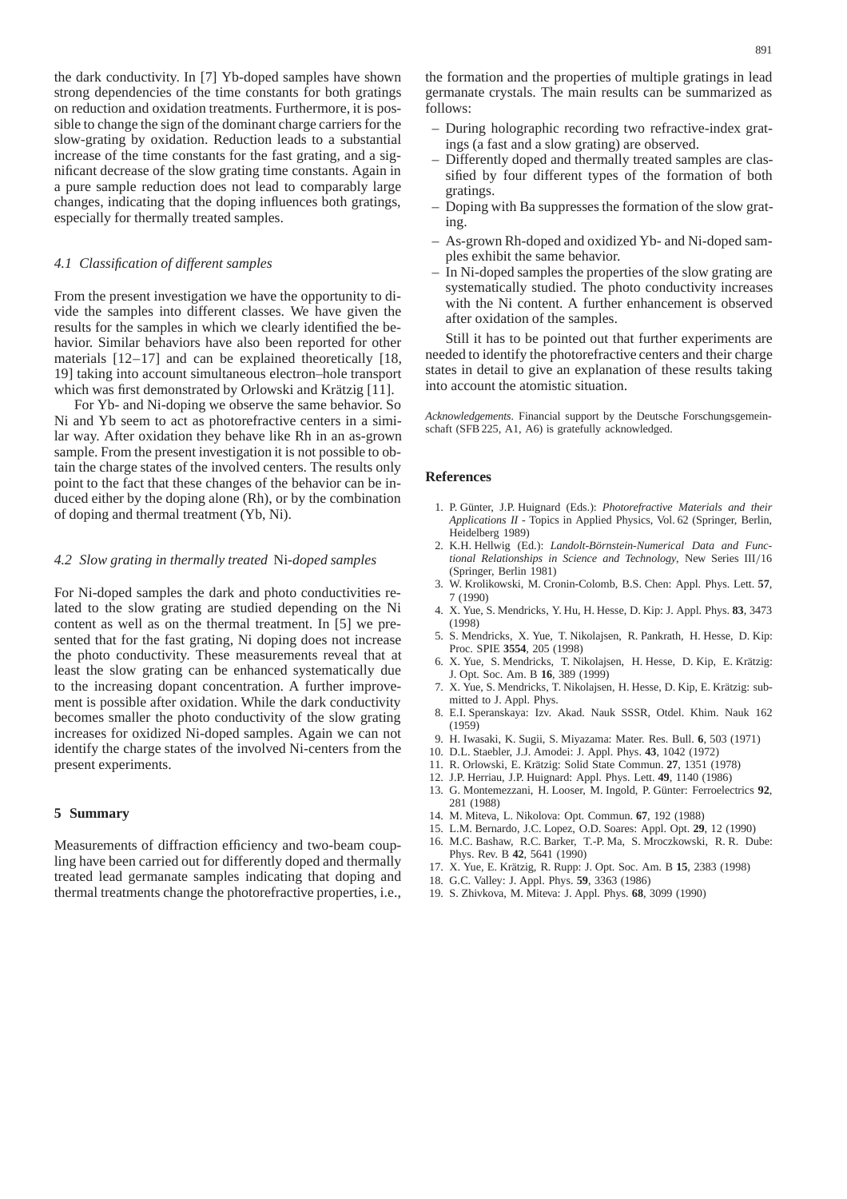the dark conductivity. In [7] Yb-doped samples have shown strong dependencies of the time constants for both gratings on reduction and oxidation treatments. Furthermore, it is possible to change the sign of the dominant charge carriers for the slow-grating by oxidation. Reduction leads to a substantial increase of the time constants for the fast grating, and a significant decrease of the slow grating time constants. Again in a pure sample reduction does not lead to comparably large changes, indicating that the doping influences both gratings, especially for thermally treated samples.

### *4.1 Classification of different samples*

From the present investigation we have the opportunity to divide the samples into different classes. We have given the results for the samples in which we clearly identified the behavior. Similar behaviors have also been reported for other materials [12–17] and can be explained theoretically [18, 19] taking into account simultaneous electron–hole transport which was first demonstrated by Orlowski and Krätzig [11].

For Yb- and Ni-doping we observe the same behavior. So Ni and Yb seem to act as photorefractive centers in a similar way. After oxidation they behave like Rh in an as-grown sample. From the present investigation it is not possible to obtain the charge states of the involved centers. The results only point to the fact that these changes of the behavior can be induced either by the doping alone (Rh), or by the combination of doping and thermal treatment (Yb, Ni).

### *4.2 Slow grating in thermally treated* Ni-*doped samples*

For Ni-doped samples the dark and photo conductivities related to the slow grating are studied depending on the Ni content as well as on the thermal treatment. In [5] we presented that for the fast grating, Ni doping does not increase the photo conductivity. These measurements reveal that at least the slow grating can be enhanced systematically due to the increasing dopant concentration. A further improvement is possible after oxidation. While the dark conductivity becomes smaller the photo conductivity of the slow grating increases for oxidized Ni-doped samples. Again we can not identify the charge states of the involved Ni-centers from the present experiments.

## 5 Summary

Measurements of diffraction efficiency and two-beam coupling have been carried out for differently doped and thermally treated lead germanate samples indicating that doping and thermal treatments change the photorefractive properties, i.e., the formation and the properties of multiple gratings in lead germanate crystals. The main results can be summarized as follows:

– During holographic recording two refractive-index gratings (a fast and a slow grating) are observed.
– Differently doped and thermally treated samples are classified by four different types of the formation of both gratings.
– Doping with Ba suppresses the formation of the slow grating.
– As-grown Rh-doped and oxidized Yb- and Ni-doped samples exhibit the same behavior.
– In Ni-doped samples the properties of the slow grating are systematically studied. The photo conductivity increases with the Ni content. A further enhancement is observed after oxidation of the samples.

Still it has to be pointed out that further experiments are needed to identify the photorefractive centers and their charge states in detail to give an explanation of these results taking into account the atomistic situation.

*Acknowledgements.* Financial support by the Deutsche Forschungsgemeinschaft (SFB 225, A1, A6) is gratefully acknowledged.

## References

1. P. Günter, J.P. Huignard (Eds.): *Photorefractive Materials and their Applications II* - Topics in Applied Physics, Vol. 62 (Springer, Berlin, Heidelberg 1989)
2. K.H. Hellwig (Ed.): *Landolt-Börnstein-Numerical Data and Functional Relationships in Science and Technology,* New Series III/16 (Springer, Berlin 1981)
3. W. Krolikowski, M. Cronin-Colomb, B.S. Chen: Appl. Phys. Lett. **57**, 7 (1990)
4. X. Yue, S. Mendricks, Y. Hu, H. Hesse, D. Kip: J. Appl. Phys. **83**, 3473 (1998)
5. S. Mendricks, X. Yue, T. Nikolajsen, R. Pankrath, H. Hesse, D. Kip: Proc. SPIE **3554**, 205 (1998)
6. X. Yue, S. Mendricks, T. Nikolajsen, H. Hesse, D. Kip, E. Krätzig: J. Opt. Soc. Am. B **16**, 389 (1999)
7. X. Yue, S. Mendricks, T. Nikolajsen, H. Hesse, D. Kip, E. Krätzig: submitted to J. Appl. Phys.
8. E.I. Speranskaya: Izv. Akad. Nauk SSSR, Otdel. Khim. Nauk 162 (1959)
9. H. Iwasaki, K. Sugii, S. Miyazama: Mater. Res. Bull. **6**, 503 (1971)
10. D.L. Staebler, J.J. Amodei: J. Appl. Phys. **43**, 1042 (1972)
11. R. Orlowski, E. Krätzig: Solid State Commun. **27**, 1351 (1978)
12. J.P. Herriau, J.P. Huignard: Appl. Phys. Lett. **49**, 1140 (1986)
13. G. Montemezzani, H. Looser, M. Ingold, P. Günter: Ferroelectrics **92**, 281 (1988)
14. M. Miteva, L. Nikolova: Opt. Commun. **67**, 192 (1988)
15. L.M. Bernardo, J.C. Lopez, O.D. Soares: Appl. Opt. **29**, 12 (1990)
16. M.C. Bashaw, R.C. Barker, T.-P. Ma, S. Mroczkowski, R. R. Dube: Phys. Rev. B **42**, 5641 (1990)
17. X. Yue, E. Krätzig, R. Rupp: J. Opt. Soc. Am. B **15**, 2383 (1998)
18. G.C. Valley: J. Appl. Phys. **59**, 3363 (1986)
19. S. Zhivkova, M. Miteva: J. Appl. Phys. **68**, 3099 (1990)